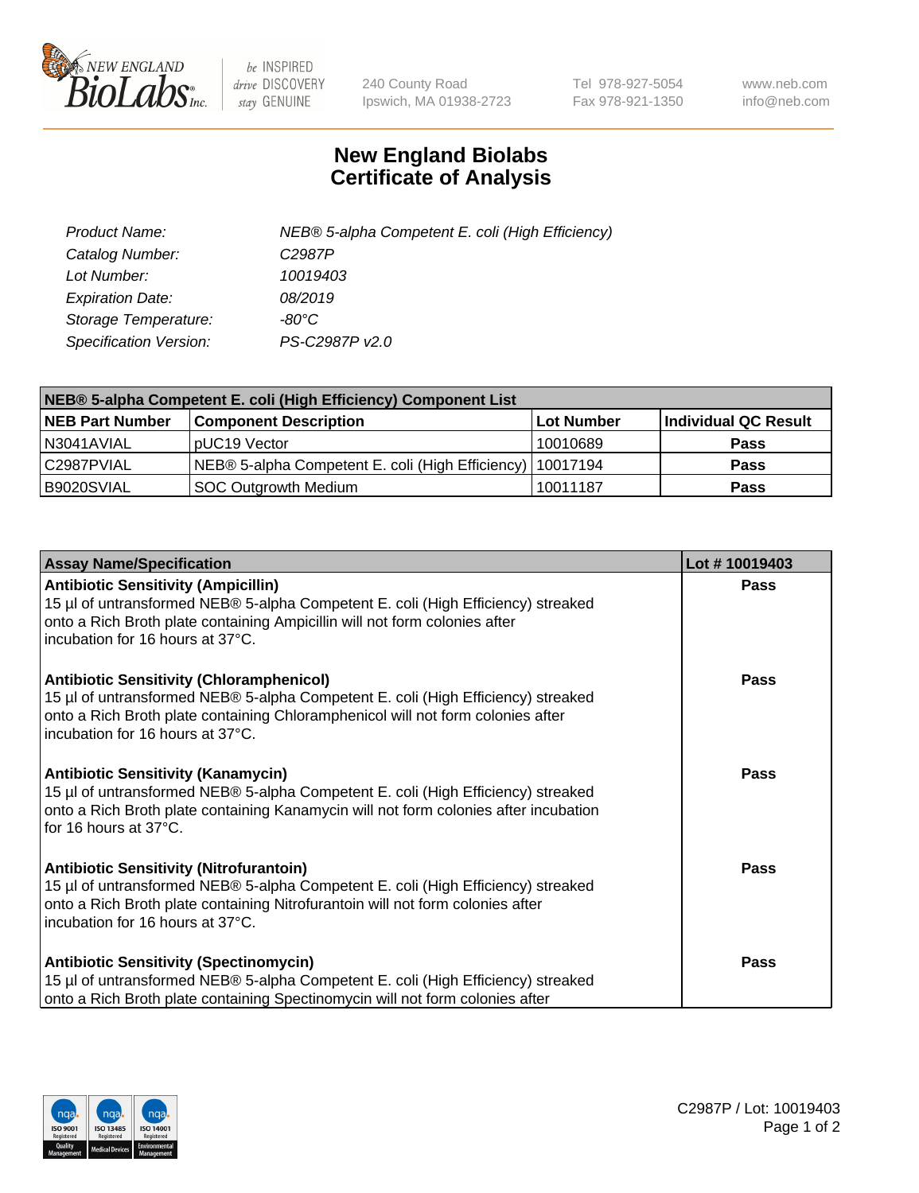# New England Biolabs
# Certificate of Analysis

| | |
|---|---|
| *Product Name:* | *NEB® 5-alpha Competent E. coli (High Efficiency)* |
| *Catalog Number:* | *C2987P* |
| *Lot Number:* | *10019403* |
| *Expiration Date:* | *08/2019* |
| *Storage Temperature:* | *-80°C* |
| *Specification Version:* | *PS-C2987P v2.0* |

| **NEB® 5-alpha Competent E. coli (High Efficiency) Component List** | | | |
|---|---|---|---|
| **NEB Part Number** | **Component Description** | **Lot Number** | **Individual QC Result** |
| N3041AVIAL | pUC19 Vector | 10010689 | **Pass** |
| C2987PVIAL | NEB® 5-alpha Competent E. coli (High Efficiency) | 10017194 | **Pass** |
| B9020SVIAL | SOC Outgrowth Medium | 10011187 | **Pass** |

| **Assay Name/Specification** | **Lot # 10019403** |
|---|---|
| **Antibiotic Sensitivity (Ampicillin)**<br>15 µl of untransformed NEB® 5-alpha Competent E. coli (High Efficiency) streaked onto a Rich Broth plate containing Ampicillin will not form colonies after incubation for 16 hours at 37°C. | **Pass** |
| **Antibiotic Sensitivity (Chloramphenicol)**<br>15 µl of untransformed NEB® 5-alpha Competent E. coli (High Efficiency) streaked onto a Rich Broth plate containing Chloramphenicol will not form colonies after incubation for 16 hours at 37°C. | **Pass** |
| **Antibiotic Sensitivity (Kanamycin)**<br>15 µl of untransformed NEB® 5-alpha Competent E. coli (High Efficiency) streaked onto a Rich Broth plate containing Kanamycin will not form colonies after incubation for 16 hours at 37°C. | **Pass** |
| **Antibiotic Sensitivity (Nitrofurantoin)**<br>15 µl of untransformed NEB® 5-alpha Competent E. coli (High Efficiency) streaked onto a Rich Broth plate containing Nitrofurantoin will not form colonies after incubation for 16 hours at 37°C. | **Pass** |
| **Antibiotic Sensitivity (Spectinomycin)**<br>15 µl of untransformed NEB® 5-alpha Competent E. coli (High Efficiency) streaked onto a Rich Broth plate containing Spectinomycin will not form colonies after | **Pass** |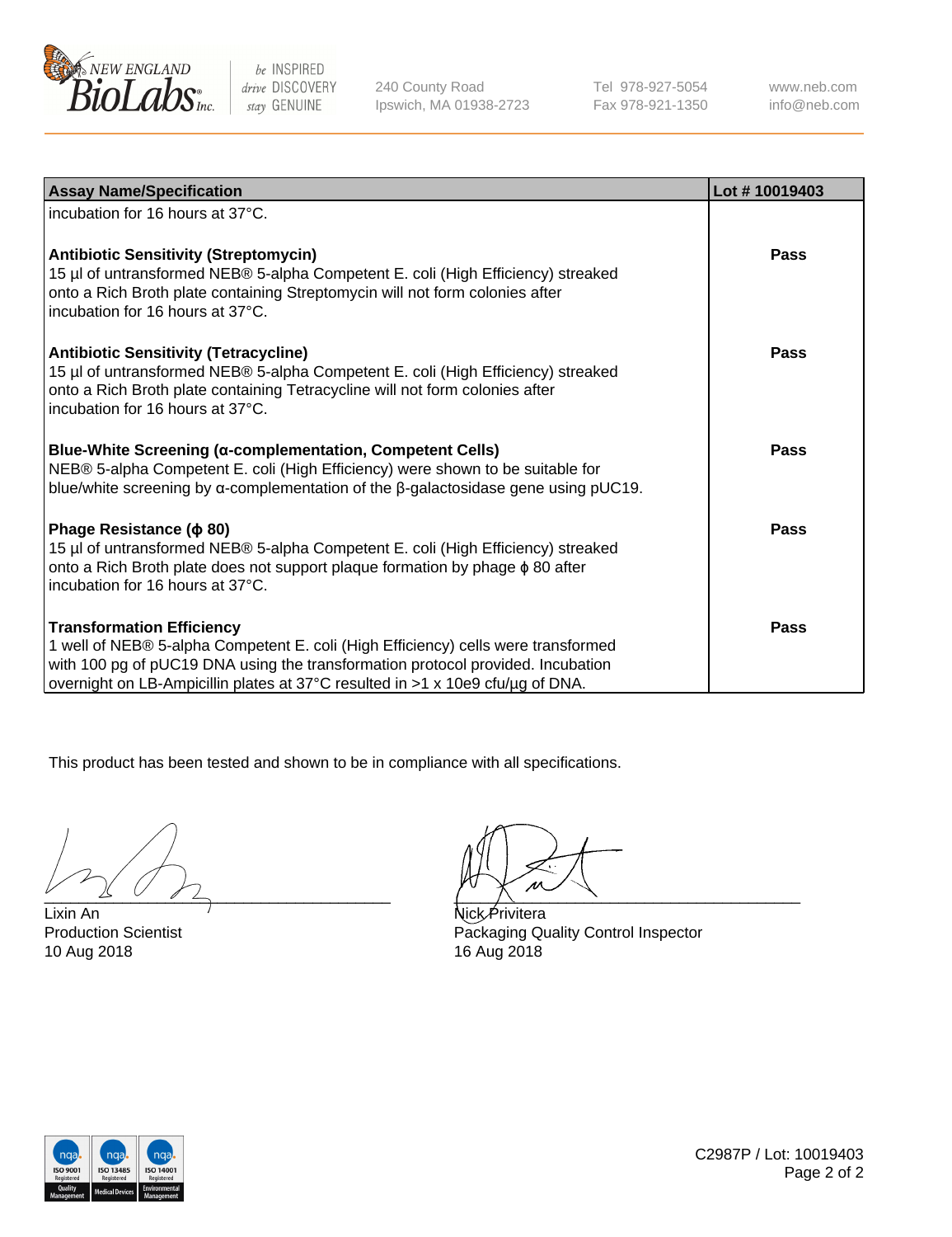| Assay Name/Specification | Lot # 10019403 |
|---|---|
| incubation for 16 hours at 37°C. | |
| **Antibiotic Sensitivity (Streptomycin)**<br>15 µl of untransformed NEB® 5-alpha Competent E. coli (High Efficiency) streaked onto a Rich Broth plate containing Streptomycin will not form colonies after incubation for 16 hours at 37°C. | **Pass** |
| **Antibiotic Sensitivity (Tetracycline)**<br>15 µl of untransformed NEB® 5-alpha Competent E. coli (High Efficiency) streaked onto a Rich Broth plate containing Tetracycline will not form colonies after incubation for 16 hours at 37°C. | **Pass** |
| **Blue-White Screening (α-complementation, Competent Cells)**<br>NEB® 5-alpha Competent E. coli (High Efficiency) were shown to be suitable for blue/white screening by α-complementation of the β-galactosidase gene using pUC19. | **Pass** |
| **Phage Resistance (ϕ 80)**<br>15 µl of untransformed NEB® 5-alpha Competent E. coli (High Efficiency) streaked onto a Rich Broth plate does not support plaque formation by phage ϕ 80 after incubation for 16 hours at 37°C. | **Pass** |
| **Transformation Efficiency**<br>1 well of NEB® 5-alpha Competent E. coli (High Efficiency) cells were transformed with 100 pg of pUC19 DNA using the transformation protocol provided. Incubation overnight on LB-Ampicillin plates at 37°C resulted in >1 x 10e9 cfu/µg of DNA. | **Pass** |

This product has been tested and shown to be in compliance with all specifications.

Lixin An
Production Scientist
10 Aug 2018

Nick Privitera
Packaging Quality Control Inspector
16 Aug 2018

C2987P / Lot: 10019403